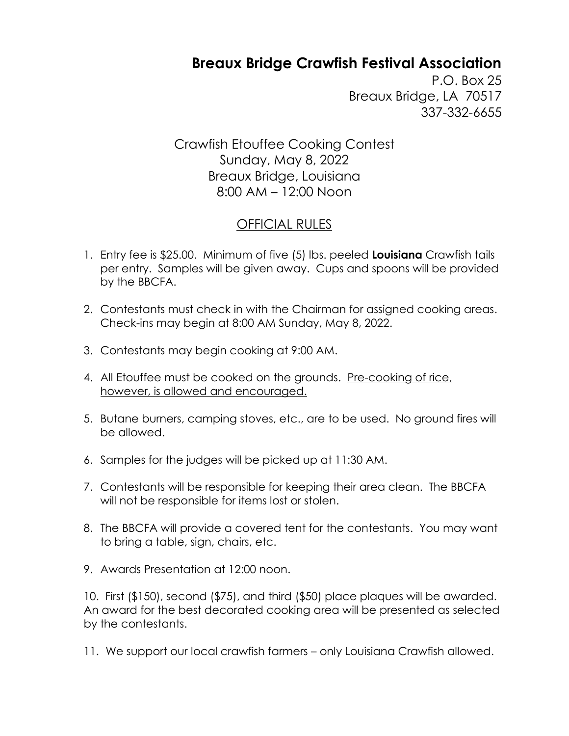# Breaux Bridge Crawfish Festival Association

P.O. Box 25
Breaux Bridge, LA 70517
337-332-6655

Crawfish Etouffee Cooking Contest
Sunday, May 8, 2022
Breaux Bridge, Louisiana
8:00 AM – 12:00 Noon

## OFFICIAL RULES

1. Entry fee is $25.00. Minimum of five (5) lbs. peeled **Louisiana** Crawfish tails per entry. Samples will be given away. Cups and spoons will be provided by the BBCFA.
2. Contestants must check in with the Chairman for assigned cooking areas. Check-ins may begin at 8:00 AM Sunday, May 8, 2022.
3. Contestants may begin cooking at 9:00 AM.
4. All Etouffee must be cooked on the grounds. Pre-cooking of rice, however, is allowed and encouraged.
5. Butane burners, camping stoves, etc., are to be used. No ground fires will be allowed.
6. Samples for the judges will be picked up at 11:30 AM.
7. Contestants will be responsible for keeping their area clean. The BBCFA will not be responsible for items lost or stolen.
8. The BBCFA will provide a covered tent for the contestants. You may want to bring a table, sign, chairs, etc.
9. Awards Presentation at 12:00 noon.
10. First ($150), second ($75), and third ($50) place plaques will be awarded. An award for the best decorated cooking area will be presented as selected by the contestants.
11. We support our local crawfish farmers – only Louisiana Crawfish allowed.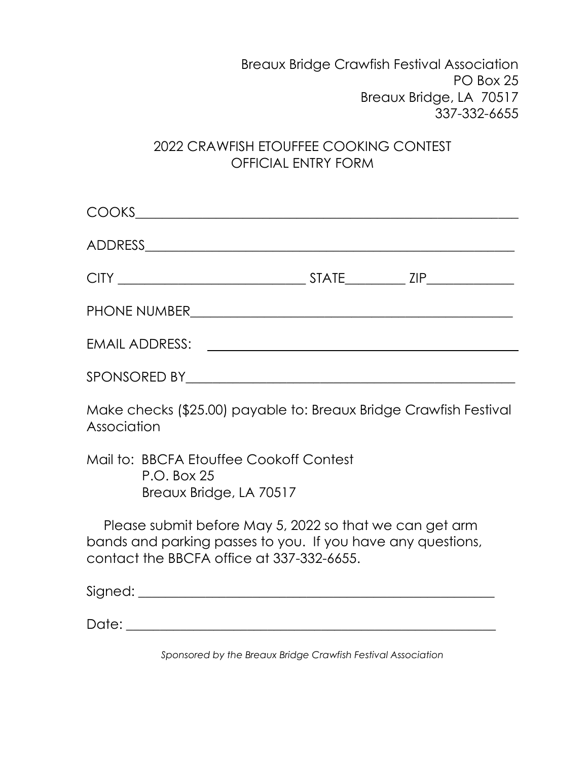Breaux Bridge Crawfish Festival Association
PO Box 25
Breaux Bridge, LA 70517
337-332-6655

## 2022 CRAWFISH ETOUFFEE COOKING CONTEST
## OFFICIAL ENTRY FORM

COOKS_______________________________________________

ADDRESS_____________________________________________

CITY ______________________ STATE________ ZIP___________

PHONE NUMBER_______________________________________

EMAIL ADDRESS: ______________________________________

SPONSORED BY_______________________________________

Make checks ($25.00) payable to: Breaux Bridge Crawfish Festival Association

Mail to: BBCFA Etouffee Cookoff Contest
P.O. Box 25
Breaux Bridge, LA 70517

Please submit before May 5, 2022 so that we can get arm bands and parking passes to you. If you have any questions, contact the BBCFA office at 337-332-6655.

Signed: _____________________________________________

Date: ______________________________________________

*Sponsored by the Breaux Bridge Crawfish Festival Association*